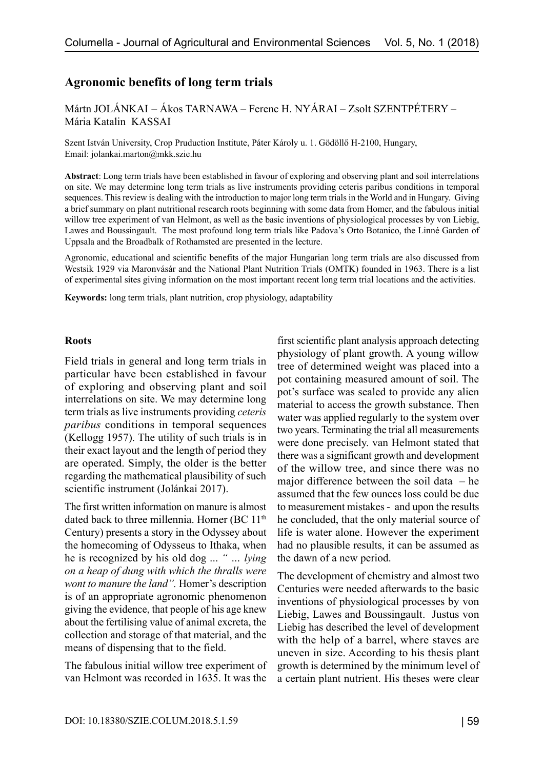# Agronomic benefits of long term trials

Mártn JOLÁNKAI – Ákos TARNAWA – Ferenc H. NYÁRAI – Zsolt SZENTPÉTERY – Mária Katalin KASSAI

Szent István University, Crop Pruduction Institute, Páter Károly u. 1. Gödöllő H-2100, Hungary,
Email: jolankai.marton@mkk.szie.hu

**Abstract**: Long term trials have been established in favour of exploring and observing plant and soil interrelations on site. We may determine long term trials as live instruments providing ceteris paribus conditions in temporal sequences. This review is dealing with the introduction to major long term trials in the World and in Hungary. Giving a brief summary on plant nutritional research roots beginning with some data from Homer, and the fabulous initial willow tree experiment of van Helmont, as well as the basic inventions of physiological processes by von Liebig, Lawes and Boussingault. The most profound long term trials like Padova's Orto Botanico, the Linné Garden of Uppsala and the Broadbalk of Rothamsted are presented in the lecture.

Agronomic, educational and scientific benefits of the major Hungarian long term trials are also discussed from Westsik 1929 via Maronvásár and the National Plant Nutrition Trials (OMTK) founded in 1963. There is a list of experimental sites giving information on the most important recent long term trial locations and the activities.

**Keywords:** long term trials, plant nutrition, crop physiology, adaptability

## Roots

Field trials in general and long term trials in particular have been established in favour of exploring and observing plant and soil interrelations on site. We may determine long term trials as live instruments providing *ceteris paribus* conditions in temporal sequences (Kellogg 1957). The utility of such trials is in their exact layout and the length of period they are operated. Simply, the older is the better regarding the mathematical plausibility of such scientific instrument (Jolánkai 2017).

The first written information on manure is almost dated back to three millennia. Homer (BC 11th Century) presents a story in the Odyssey about the homecoming of Odysseus to Ithaka, when he is recognized by his old dog ... *" ... lying on a heap of dung with which the thralls were wont to manure the land".* Homer's description is of an appropriate agronomic phenomenon giving the evidence, that people of his age knew about the fertilising value of animal excreta, the collection and storage of that material, and the means of dispensing that to the field.

The fabulous initial willow tree experiment of van Helmont was recorded in 1635. It was the first scientific plant analysis approach detecting physiology of plant growth. A young willow tree of determined weight was placed into a pot containing measured amount of soil. The pot's surface was sealed to provide any alien material to access the growth substance. Then water was applied regularly to the system over two years. Terminating the trial all measurements were done precisely. van Helmont stated that there was a significant growth and development of the willow tree, and since there was no major difference between the soil data – he assumed that the few ounces loss could be due to measurement mistakes - and upon the results he concluded, that the only material source of life is water alone. However the experiment had no plausible results, it can be assumed as the dawn of a new period.

The development of chemistry and almost two Centuries were needed afterwards to the basic inventions of physiological processes by von Liebig, Lawes and Boussingault. Justus von Liebig has described the level of development with the help of a barrel, where staves are uneven in size. According to his thesis plant growth is determined by the minimum level of a certain plant nutrient. His theses were clear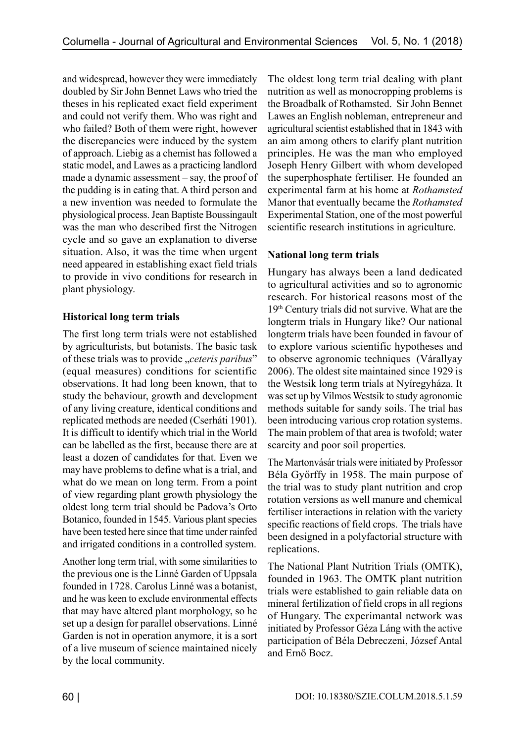and widespread, however they were immediately doubled by Sir John Bennet Laws who tried the theses in his replicated exact field experiment and could not verify them. Who was right and who failed? Both of them were right, however the discrepancies were induced by the system of approach. Liebig as a chemist has followed a static model, and Lawes as a practicing landlord made a dynamic assessment – say, the proof of the pudding is in eating that. A third person and a new invention was needed to formulate the physiological process. Jean Baptiste Boussingault was the man who described first the Nitrogen cycle and so gave an explanation to diverse situation. Also, it was the time when urgent need appeared in establishing exact field trials to provide in vivo conditions for research in plant physiology.

**Historical long term trials**

The first long term trials were not established by agriculturists, but botanists. The basic task of these trials was to provide „*ceteris paribus*" (equal measures) conditions for scientific observations. It had long been known, that to study the behaviour, growth and development of any living creature, identical conditions and replicated methods are needed (Cserháti 1901). It is difficult to identify which trial in the World can be labelled as the first, because there are at least a dozen of candidates for that. Even we may have problems to define what is a trial, and what do we mean on long term. From a point of view regarding plant growth physiology the oldest long term trial should be Padova's Orto Botanico, founded in 1545. Various plant species have been tested here since that time under rainfed and irrigated conditions in a controlled system.

Another long term trial, with some similarities to the previous one is the Linné Garden of Uppsala founded in 1728. Carolus Linné was a botanist, and he was keen to exclude environmental effects that may have altered plant morphology, so he set up a design for parallel observations. Linné Garden is not in operation anymore, it is a sort of a live museum of science maintained nicely by the local community.

The oldest long term trial dealing with plant nutrition as well as monocropping problems is the Broadbalk of Rothamsted. Sir John Bennet Lawes an English nobleman, entrepreneur and agricultural scientist established that in 1843 with an aim among others to clarify plant nutrition principles. He was the man who employed Joseph Henry Gilbert with whom developed the superphosphate fertiliser. He founded an experimental farm at his home at *Rothamsted* Manor that eventually became the *Rothamsted* Experimental Station, one of the most powerful scientific research institutions in agriculture.

**National long term trials**

Hungary has always been a land dedicated to agricultural activities and so to agronomic research. For historical reasons most of the 19th Century trials did not survive. What are the longterm trials in Hungary like? Our national longterm trials have been founded in favour of to explore various scientific hypotheses and to observe agronomic techniques (Várallyay 2006). The oldest site maintained since 1929 is the Westsik long term trials at Nyíregyháza. It was set up by Vilmos Westsik to study agronomic methods suitable for sandy soils. The trial has been introducing various crop rotation systems. The main problem of that area is twofold; water scarcity and poor soil properties.

The Martonvásár trials were initiated by Professor Béla Győrffy in 1958. The main purpose of the trial was to study plant nutrition and crop rotation versions as well manure and chemical fertiliser interactions in relation with the variety specific reactions of field crops. The trials have been designed in a polyfactorial structure with replications.

The National Plant Nutrition Trials (OMTK), founded in 1963. The OMTK plant nutrition trials were established to gain reliable data on mineral fertilization of field crops in all regions of Hungary. The experimantal network was initiated by Professor Géza Láng with the active participation of Béla Debreczeni, József Antal and Ernő Bocz.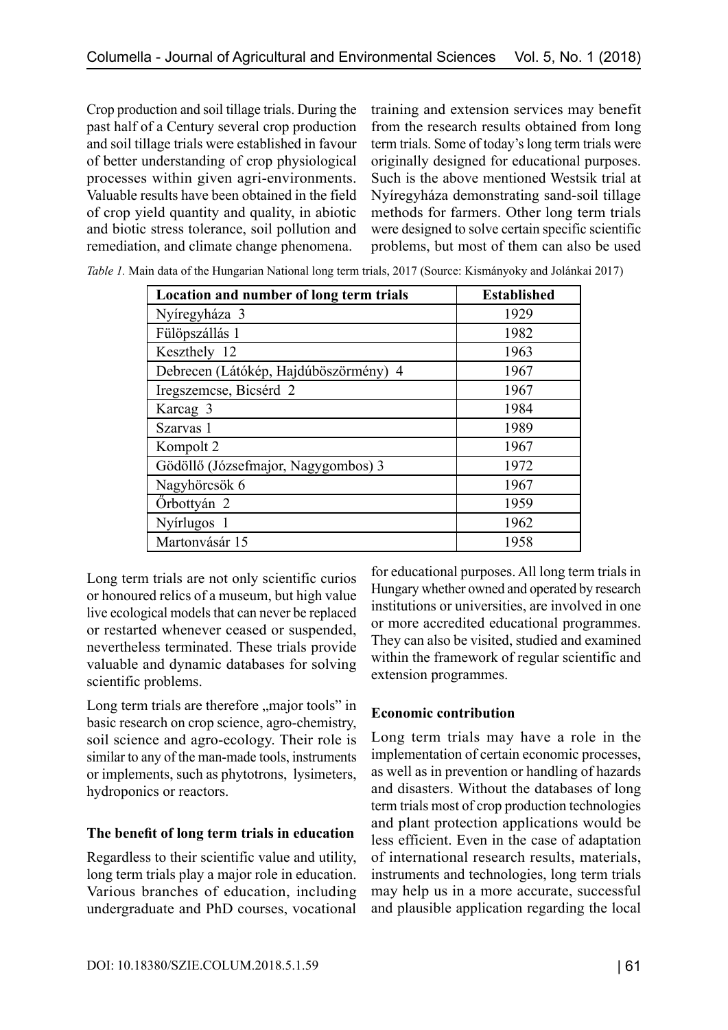Crop production and soil tillage trials. During the past half of a Century several crop production and soil tillage trials were established in favour of better understanding of crop physiological processes within given agri-environments. Valuable results have been obtained in the field of crop yield quantity and quality, in abiotic and biotic stress tolerance, soil pollution and remediation, and climate change phenomena.

*Table 1.* Main data of the Hungarian National long term trials, 2017 (Source: Kismányoky and Jolánkai 2017)

| Location and number of long term trials | Established |
|---|---|
| Nyíregyháza 3 | 1929 |
| Fülöpszállás 1 | 1982 |
| Keszthely 12 | 1963 |
| Debrecen (Látókép, Hajdúböszörmény) 4 | 1967 |
| Iregszemcse, Bicsérd 2 | 1967 |
| Karcag 3 | 1984 |
| Szarvas 1 | 1989 |
| Kompolt 2 | 1967 |
| Gödöllő (Józsefmajor, Nagygombos) 3 | 1972 |
| Nagyhörcsök 6 | 1967 |
| Őrbottyán 2 | 1959 |
| Nyírlugos 1 | 1962 |
| Martonvásár 15 | 1958 |

Long term trials are not only scientific curios or honoured relics of a museum, but high value live ecological models that can never be replaced or restarted whenever ceased or suspended, nevertheless terminated. These trials provide valuable and dynamic databases for solving scientific problems.

Long term trials are therefore „major tools" in basic research on crop science, agro-chemistry, soil science and agro-ecology. Their role is similar to any of the man-made tools, instruments or implements, such as phytotrons, lysimeters, hydroponics or reactors.

### The benefit of long term trials in education

Regardless to their scientific value and utility, long term trials play a major role in education. Various branches of education, including undergraduate and PhD courses, vocational training and extension services may benefit from the research results obtained from long term trials. Some of today's long term trials were originally designed for educational purposes. Such is the above mentioned Westsik trial at Nyíregyháza demonstrating sand-soil tillage methods for farmers. Other long term trials were designed to solve certain specific scientific problems, but most of them can also be used for educational purposes. All long term trials in Hungary whether owned and operated by research institutions or universities, are involved in one or more accredited educational programmes. They can also be visited, studied and examined within the framework of regular scientific and extension programmes.

### Economic contribution

Long term trials may have a role in the implementation of certain economic processes, as well as in prevention or handling of hazards and disasters. Without the databases of long term trials most of crop production technologies and plant protection applications would be less efficient. Even in the case of adaptation of international research results, materials, instruments and technologies, long term trials may help us in a more accurate, successful and plausible application regarding the local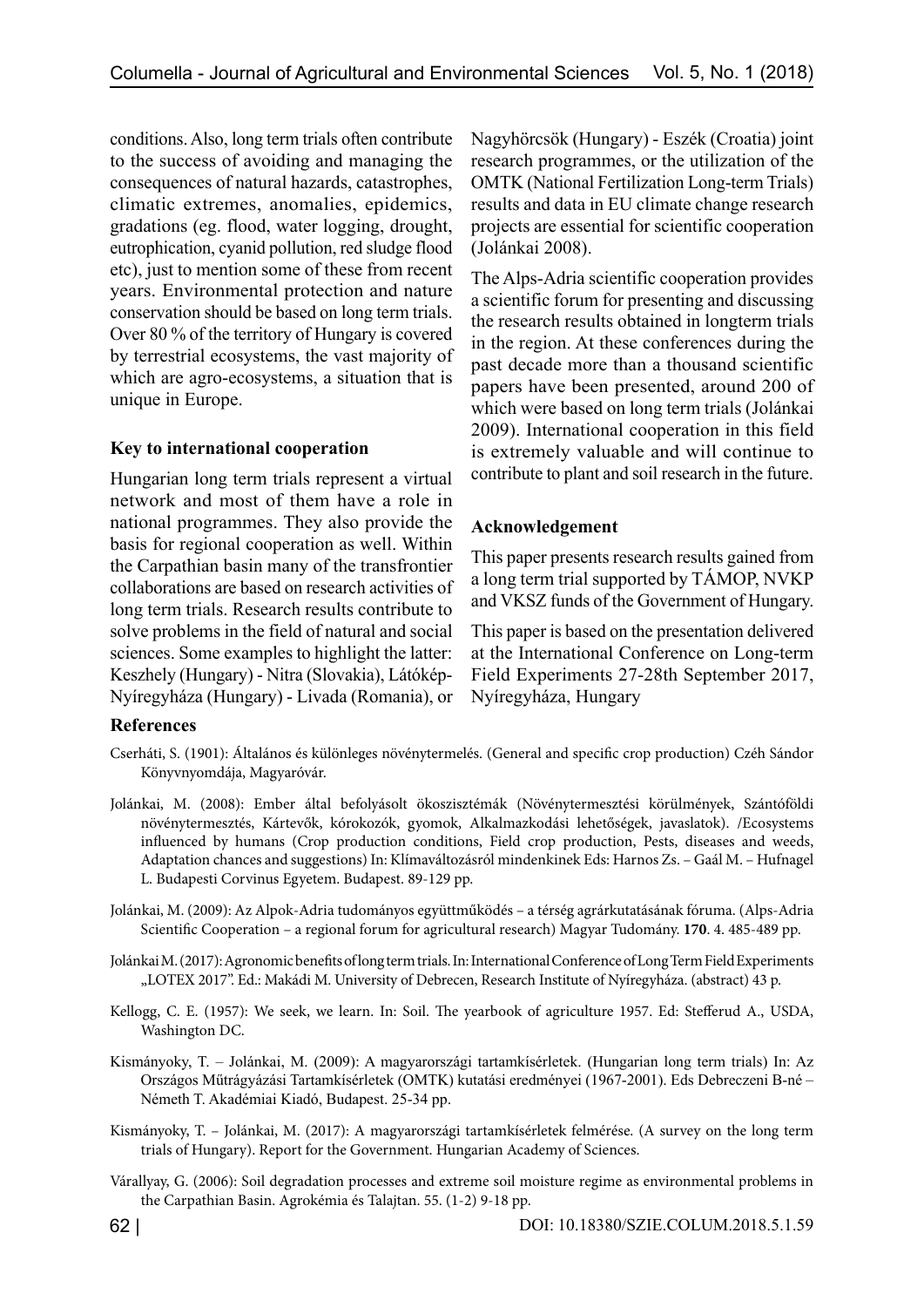conditions. Also, long term trials often contribute to the success of avoiding and managing the consequences of natural hazards, catastrophes, climatic extremes, anomalies, epidemics, gradations (eg. flood, water logging, drought, eutrophication, cyanid pollution, red sludge flood etc), just to mention some of these from recent years. Environmental protection and nature conservation should be based on long term trials. Over 80 % of the territory of Hungary is covered by terrestrial ecosystems, the vast majority of which are agro-ecosystems, a situation that is unique in Europe.

**Key to international cooperation**

Hungarian long term trials represent a virtual network and most of them have a role in national programmes. They also provide the basis for regional cooperation as well. Within the Carpathian basin many of the transfrontier collaborations are based on research activities of long term trials. Research results contribute to solve problems in the field of natural and social sciences. Some examples to highlight the latter: Keszhely (Hungary) - Nitra (Slovakia), Látókép-Nyíregyháza (Hungary) - Livada (Romania), or Nagyhörcsök (Hungary) - Eszék (Croatia) joint research programmes, or the utilization of the OMTK (National Fertilization Long-term Trials) results and data in EU climate change research projects are essential for scientific cooperation (Jolánkai 2008).

The Alps-Adria scientific cooperation provides a scientific forum for presenting and discussing the research results obtained in longterm trials in the region. At these conferences during the past decade more than a thousand scientific papers have been presented, around 200 of which were based on long term trials (Jolánkai 2009). International cooperation in this field is extremely valuable and will continue to contribute to plant and soil research in the future.

**Acknowledgement**

This paper presents research results gained from a long term trial supported by TÁMOP, NVKP and VKSZ funds of the Government of Hungary.

This paper is based on the presentation delivered at the International Conference on Long-term Field Experiments 27-28th September 2017, Nyíregyháza, Hungary

**References**

Cserháti, S. (1901): Általános és különleges növénytermelés. (General and specific crop production) Czéh Sándor Könyvnyomdája, Magyaróvár.

Jolánkai, M. (2008): Ember által befolyásolt ökoszisztémák (Növénytermesztési körülmények, Szántóföldi növénytermesztés, Kártevők, kórokozók, gyomok, Alkalmazkodási lehetőségek, javaslatok). /Ecosystems influenced by humans (Crop production conditions, Field crop production, Pests, diseases and weeds, Adaptation chances and suggestions) In: Klímaváltozásról mindenkinek Eds: Harnos Zs. – Gaál M. – Hufnagel L. Budapesti Corvinus Egyetem. Budapest. 89-129 pp.

Jolánkai, M. (2009): Az Alpok-Adria tudományos együttműködés – a térség agrárkutatásának fóruma. (Alps-Adria Scientific Cooperation – a regional forum for agricultural research) Magyar Tudomány. **170**. 4. 485-489 pp.

Jolánkai M. (2017): Agronomic benefits of long term trials. In: International Conference of Long Term Field Experiments „LOTEX 2017". Ed.: Makádi M. University of Debrecen, Research Institute of Nyíregyháza. (abstract) 43 p.

Kellogg, C. E. (1957): We seek, we learn. In: Soil. The yearbook of agriculture 1957. Ed: Stefferud A., USDA, Washington DC.

Kismányoky, T. – Jolánkai, M. (2009): A magyarországi tartamkísérletek. (Hungarian long term trials) In: Az Országos Műtrágyázási Tartamkísérletek (OMTK) kutatási eredményei (1967-2001). Eds Debreczeni B-né – Németh T. Akadémiai Kiadó, Budapest. 25-34 pp.

Kismányoky, T. – Jolánkai, M. (2017): A magyarországi tartamkísérletek felmérése. (A survey on the long term trials of Hungary). Report for the Government. Hungarian Academy of Sciences.

Várallyay, G. (2006): Soil degradation processes and extreme soil moisture regime as environmental problems in the Carpathian Basin. Agrokémia és Talajtan. 55. (1-2) 9-18 pp.